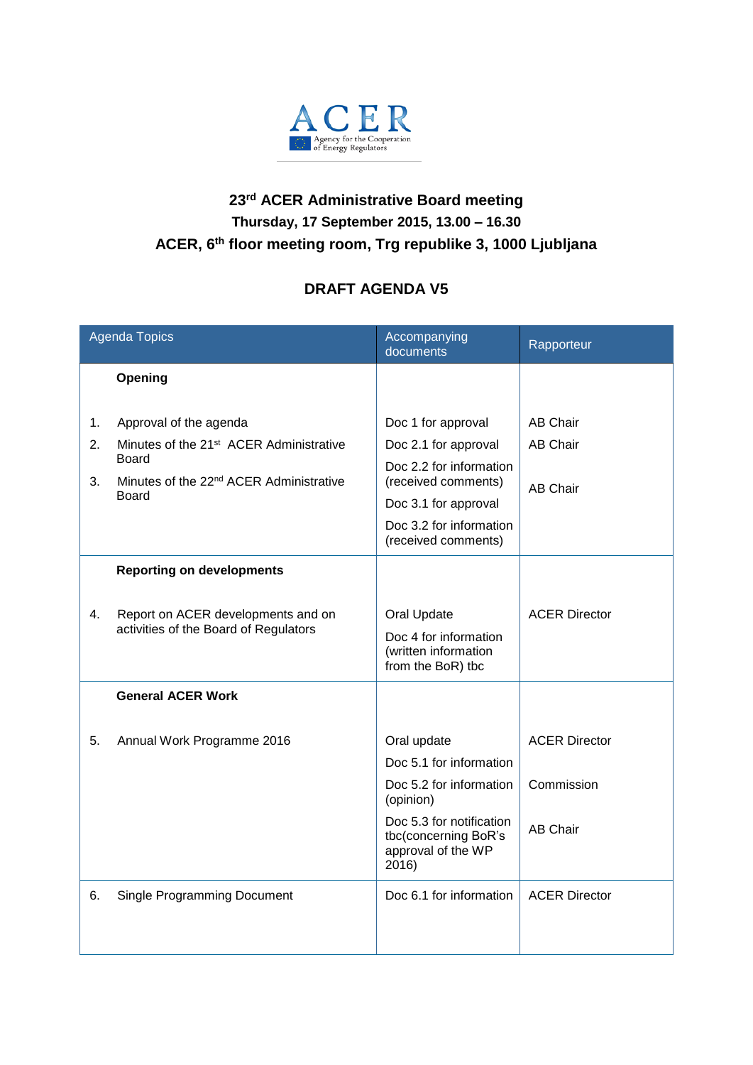ACER

Agency for the Cooperation of Energy Regulators

# 23rd ACER Administrative Board meeting

**Thursday, 17 September 2015, 13.00 – 16.30**

**ACER, 6th floor meeting room, Trg republike 3, 1000 Ljubljana**

## DRAFT AGENDA V5

| Agenda Topics | Accompanying documents | Rapporteur |
|---|---|---|
| **Opening** | | |
| 1. Approval of the agenda | Doc 1 for approval | AB Chair |
| 2. Minutes of the 21st ACER Administrative Board | Doc 2.1 for approval<br>Doc 2.2 for information (received comments) | AB Chair |
| 3. Minutes of the 22nd ACER Administrative Board | Doc 3.1 for approval<br>Doc 3.2 for information (received comments) | AB Chair |
| **Reporting on developments** | | |
| 4. Report on ACER developments and on activities of the Board of Regulators | Oral Update<br>Doc 4 for information (written information from the BoR) tbc | ACER Director |
| **General ACER Work** | | |
| 5. Annual Work Programme 2016 | Oral update<br>Doc 5.1 for information | ACER Director |
| | Doc 5.2 for information (opinion) | Commission |
| | Doc 5.3 for notification tbc(concerning BoR's approval of the WP 2016) | AB Chair |
| 6. Single Programming Document | Doc 6.1 for information | ACER Director |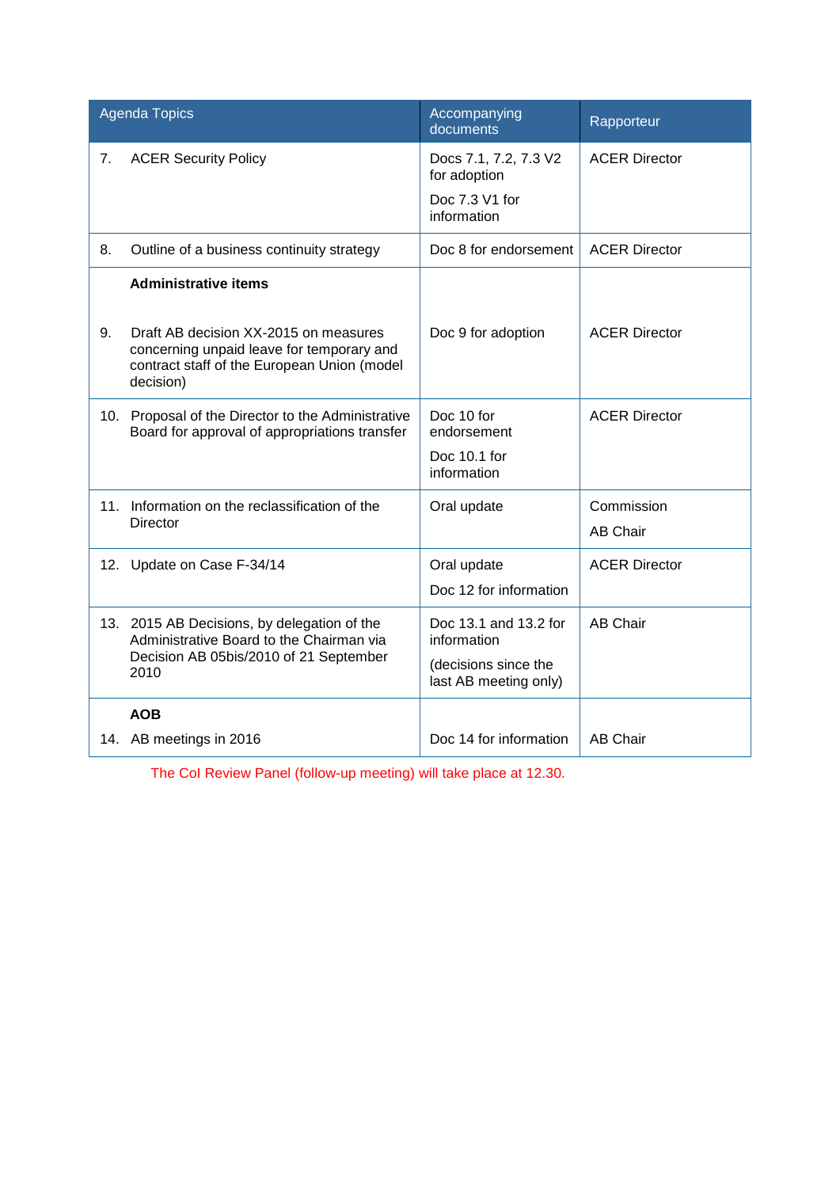| Agenda Topics | Accompanying documents | Rapporteur |
|---|---|---|
| 7. ACER Security Policy | Docs 7.1, 7.2, 7.3 V2 for adoption<br>Doc 7.3 V1 for information | ACER Director |
| 8. Outline of a business continuity strategy | Doc 8 for endorsement | ACER Director |
| **Administrative items**<br><br>9. Draft AB decision XX-2015 on measures concerning unpaid leave for temporary and contract staff of the European Union (model decision) | Doc 9 for adoption | ACER Director |
| 10. Proposal of the Director to the Administrative Board for approval of appropriations transfer | Doc 10 for endorsement<br>Doc 10.1 for information | ACER Director |
| 11. Information on the reclassification of the Director | Oral update | Commission<br>AB Chair |
| 12. Update on Case F-34/14 | Oral update<br>Doc 12 for information | ACER Director |
| 13. 2015 AB Decisions, by delegation of the Administrative Board to the Chairman via Decision AB 05bis/2010 of 21 September 2010 | Doc 13.1 and 13.2 for information<br>(decisions since the last AB meeting only) | AB Chair |
| **AOB**<br>14. AB meetings in 2016 | Doc 14 for information | AB Chair |

The CoI Review Panel (follow-up meeting) will take place at 12.30.